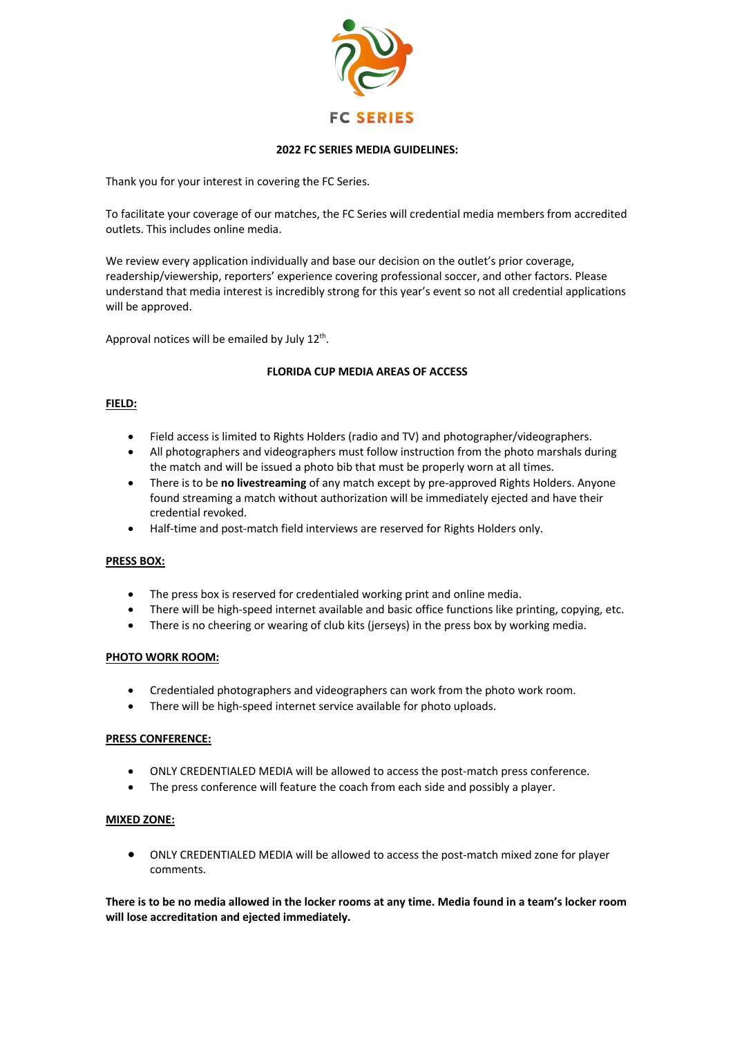FC SERIES

**2022 FC SERIES MEDIA GUIDELINES:**

Thank you for your interest in covering the FC Series.

To facilitate your coverage of our matches, the FC Series will credential media members from accredited outlets. This includes online media.

We review every application individually and base our decision on the outlet's prior coverage, readership/viewership, reporters' experience covering professional soccer, and other factors. Please understand that media interest is incredibly strong for this year's event so not all credential applications will be approved.

Approval notices will be emailed by July 12th.

**FLORIDA CUP MEDIA AREAS OF ACCESS**

**FIELD:**

- Field access is limited to Rights Holders (radio and TV) and photographer/videographers.
- All photographers and videographers must follow instruction from the photo marshals during the match and will be issued a photo bib that must be properly worn at all times.
- There is to be **no livestreaming** of any match except by pre-approved Rights Holders. Anyone found streaming a match without authorization will be immediately ejected and have their credential revoked.
- Half-time and post-match field interviews are reserved for Rights Holders only.

**PRESS BOX:**

- The press box is reserved for credentialed working print and online media.
- There will be high-speed internet available and basic office functions like printing, copying, etc.
- There is no cheering or wearing of club kits (jerseys) in the press box by working media.

**PHOTO WORK ROOM:**

- Credentialed photographers and videographers can work from the photo work room.
- There will be high-speed internet service available for photo uploads.

**PRESS CONFERENCE:**

- ONLY CREDENTIALED MEDIA will be allowed to access the post-match press conference.
- The press conference will feature the coach from each side and possibly a player.

**MIXED ZONE:**

- ONLY CREDENTIALED MEDIA will be allowed to access the post-match mixed zone for player comments.

**There is to be no media allowed in the locker rooms at any time. Media found in a team's locker room will lose accreditation and ejected immediately.**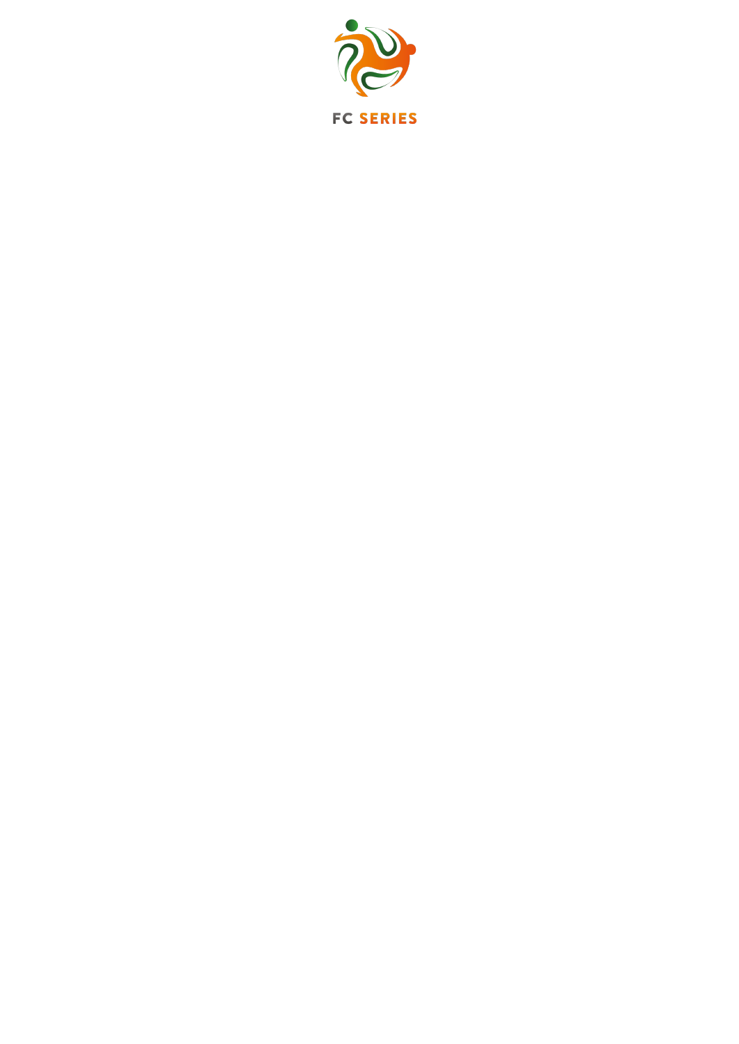FC SERIES